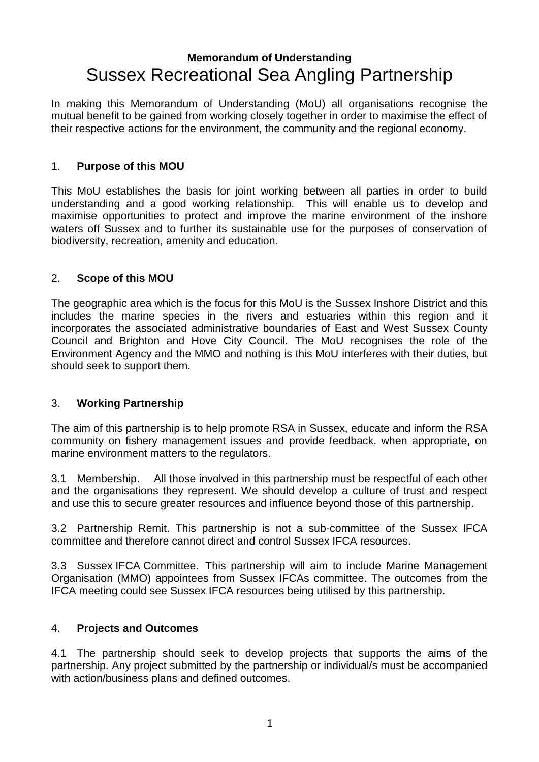**Memorandum of Understanding**

# Sussex Recreational Sea Angling Partnership

In making this Memorandum of Understanding (MoU) all organisations recognise the mutual benefit to be gained from working closely together in order to maximise the effect of their respective actions for the environment, the community and the regional economy.

## 1. Purpose of this MOU

This MoU establishes the basis for joint working between all parties in order to build understanding and a good working relationship. This will enable us to develop and maximise opportunities to protect and improve the marine environment of the inshore waters off Sussex and to further its sustainable use for the purposes of conservation of biodiversity, recreation, amenity and education.

## 2. Scope of this MOU

The geographic area which is the focus for this MoU is the Sussex Inshore District and this includes the marine species in the rivers and estuaries within this region and it incorporates the associated administrative boundaries of East and West Sussex County Council and Brighton and Hove City Council. The MoU recognises the role of the Environment Agency and the MMO and nothing is this MoU interferes with their duties, but should seek to support them.

## 3. Working Partnership

The aim of this partnership is to help promote RSA in Sussex, educate and inform the RSA community on fishery management issues and provide feedback, when appropriate, on marine environment matters to the regulators.

3.1 Membership. All those involved in this partnership must be respectful of each other and the organisations they represent. We should develop a culture of trust and respect and use this to secure greater resources and influence beyond those of this partnership.

3.2 Partnership Remit. This partnership is not a sub-committee of the Sussex IFCA committee and therefore cannot direct and control Sussex IFCA resources.

3.3 Sussex IFCA Committee. This partnership will aim to include Marine Management Organisation (MMO) appointees from Sussex IFCAs committee. The outcomes from the IFCA meeting could see Sussex IFCA resources being utilised by this partnership.

## 4. Projects and Outcomes

4.1 The partnership should seek to develop projects that supports the aims of the partnership. Any project submitted by the partnership or individual/s must be accompanied with action/business plans and defined outcomes.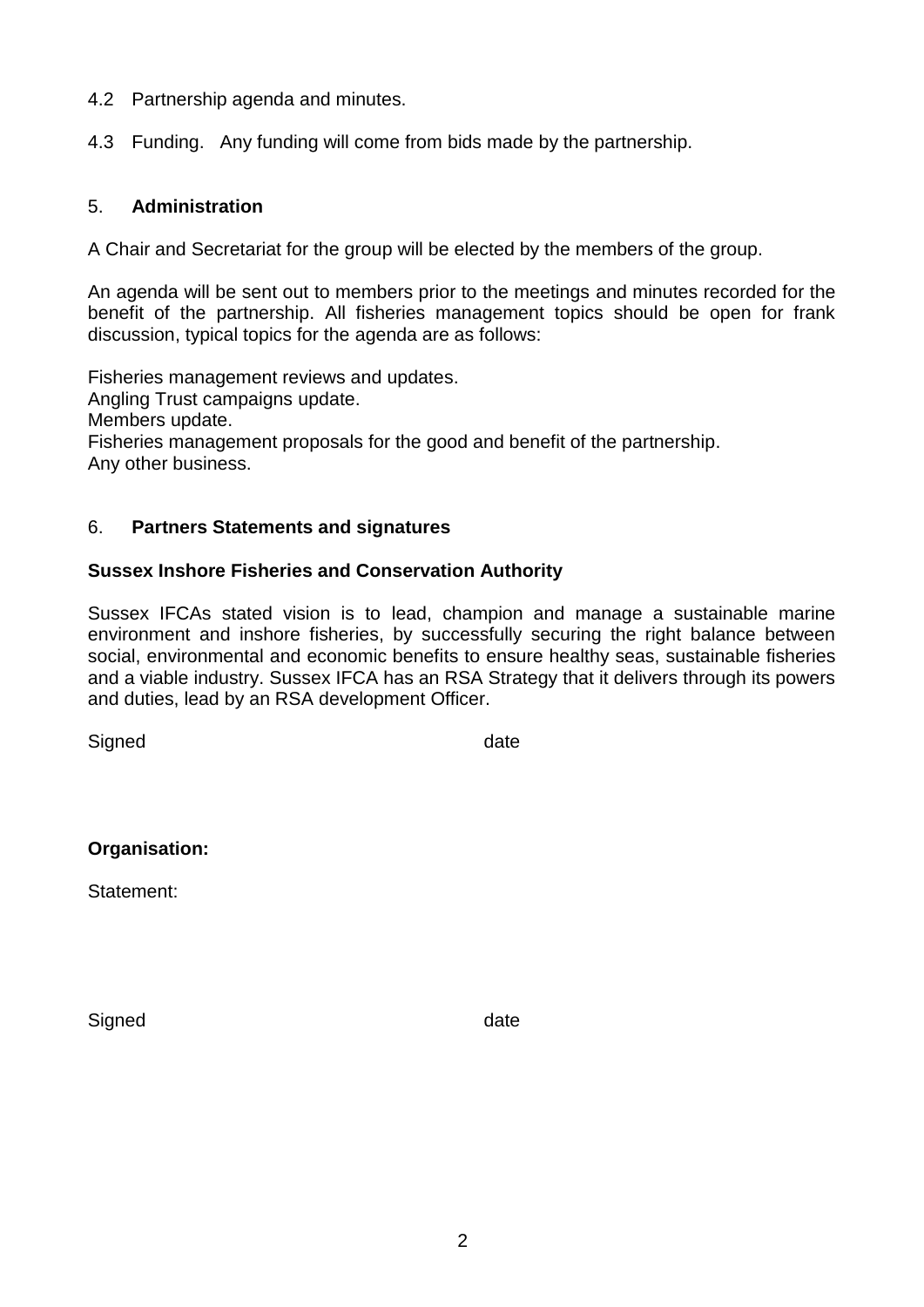4.2 Partnership agenda and minutes.

4.3 Funding. Any funding will come from bids made by the partnership.

## 5. **Administration**

A Chair and Secretariat for the group will be elected by the members of the group.

An agenda will be sent out to members prior to the meetings and minutes recorded for the benefit of the partnership. All fisheries management topics should be open for frank discussion, typical topics for the agenda are as follows:

Fisheries management reviews and updates.
Angling Trust campaigns update.
Members update.
Fisheries management proposals for the good and benefit of the partnership.
Any other business.

## 6. **Partners Statements and signatures**

**Sussex Inshore Fisheries and Conservation Authority**

Sussex IFCAs stated vision is to lead, champion and manage a sustainable marine environment and inshore fisheries, by successfully securing the right balance between social, environmental and economic benefits to ensure healthy seas, sustainable fisheries and a viable industry. Sussex IFCA has an RSA Strategy that it delivers through its powers and duties, lead by an RSA development Officer.

Signed date

**Organisation:**

Statement:

Signed date